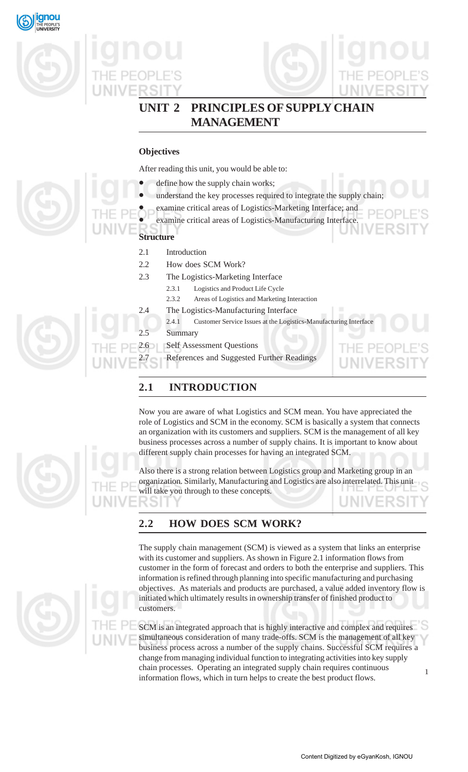# UNIT 2 PRINCIPLES OF SUPPLY CHAIN MANAGEMENT

**Objectives**

After reading this unit, you would be able to:

- define how the supply chain works;
- understand the key processes required to integrate the supply chain;
- examine critical areas of Logistics-Marketing Interface; and
- examine critical areas of Logistics-Manufacturing Interface.

**Structure**

2.1 Introduction

2.2 How does SCM Work?

2.3 The Logistics-Marketing Interface

  2.3.1 Logistics and Product Life Cycle

  2.3.2 Areas of Logistics and Marketing Interaction

2.4 The Logistics-Manufacturing Interface

  2.4.1 Customer Service Issues at the Logistics-Manufacturing Interface

2.5 Summary

2.6 Self Assessment Questions

2.7 References and Suggested Further Readings

## 2.1 INTRODUCTION

Now you are aware of what Logistics and SCM mean. You have appreciated the role of Logistics and SCM in the economy. SCM is basically a system that connects an organization with its customers and suppliers. SCM is the management of all key business processes across a number of supply chains. It is important to know about different supply chain processes for having an integrated SCM.

Also there is a strong relation between Logistics group and Marketing group in an organization. Similarly, Manufacturing and Logistics are also interrelated. This unit will take you through to these concepts.

## 2.2 HOW DOES SCM WORK?

The supply chain management (SCM) is viewed as a system that links an enterprise with its customer and suppliers. As shown in Figure 2.1 information flows from customer in the form of forecast and orders to both the enterprise and suppliers. This information is refined through planning into specific manufacturing and purchasing objectives. As materials and products are purchased, a value added inventory flow is initiated which ultimately results in ownership transfer of finished product to customers.

SCM is an integrated approach that is highly interactive and complex and requires simultaneous consideration of many trade-offs. SCM is the management of all key business process across a number of the supply chains. Successful SCM requires a change from managing individual function to integrating activities into key supply chain processes. Operating an integrated supply chain requires continuous information flows, which in turn helps to create the best product flows.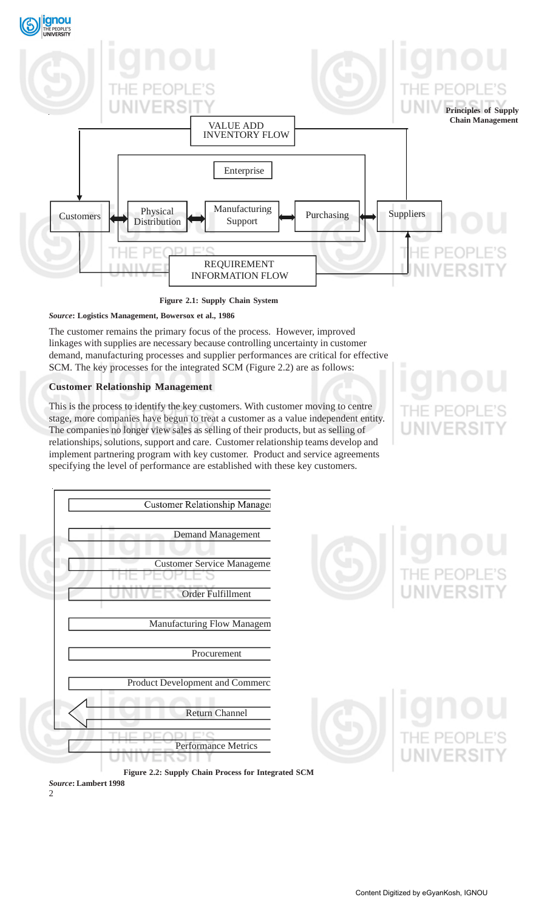VALUE ADD INVENTORY FLOW

Enterprise

Customers ↔ Physical Distribution ↔ Manufacturing Support ↔ Purchasing ↔ Suppliers

REQUIREMENT INFORMATION FLOW

**Figure 2.1: Supply Chain System**

***Source*: Logistics Management, Bowersox et al., 1986**

The customer remains the primary focus of the process. However, improved linkages with supplies are necessary because controlling uncertainty in customer demand, manufacturing processes and supplier performances are critical for effective SCM. The key processes for the integrated SCM (Figure 2.2) are as follows:

**Customer Relationship Management**

This is the process to identify the key customers. With customer moving to centre stage, more companies have begun to treat a customer as a value independent entity. The companies no longer view sales as selling of their products, but as selling of relationships, solutions, support and care. Customer relationship teams develop and implement partnering program with key customer. Product and service agreements specifying the level of performance are established with these key customers.

Customer Relationship Manage

Demand Management

Customer Service Manageme

Order Fulfillment

Manufacturing Flow Managem

Procurement

Product Development and Commerc

Return Channel

Performance Metrics

**Figure 2.2: Supply Chain Process for Integrated SCM**

***Source*: Lambert 1998**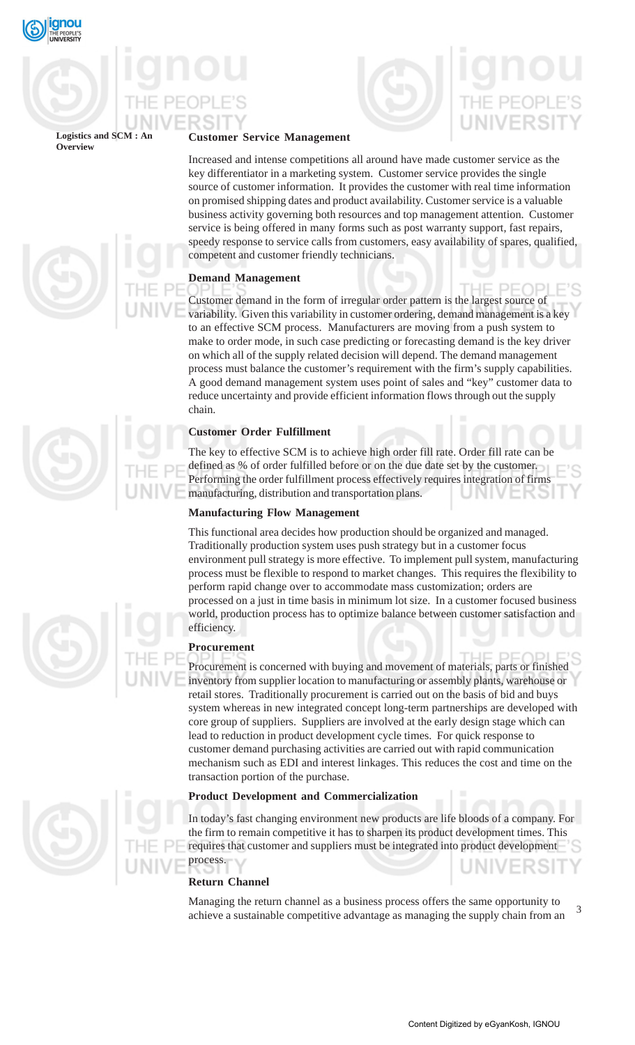### Customer Service Management

Increased and intense competitions all around have made customer service as the key differentiator in a marketing system. Customer service provides the single source of customer information. It provides the customer with real time information on promised shipping dates and product availability. Customer service is a valuable business activity governing both resources and top management attention. Customer service is being offered in many forms such as post warranty support, fast repairs, speedy response to service calls from customers, easy availability of spares, qualified, competent and customer friendly technicians.

### Demand Management

Customer demand in the form of irregular order pattern is the largest source of variability. Given this variability in customer ordering, demand management is a key to an effective SCM process. Manufacturers are moving from a push system to make to order mode, in such case predicting or forecasting demand is the key driver on which all of the supply related decision will depend. The demand management process must balance the customer's requirement with the firm's supply capabilities. A good demand management system uses point of sales and "key" customer data to reduce uncertainty and provide efficient information flows through out the supply chain.

### Customer Order Fulfillment

The key to effective SCM is to achieve high order fill rate. Order fill rate can be defined as % of order fulfilled before or on the due date set by the customer. Performing the order fulfillment process effectively requires integration of firms manufacturing, distribution and transportation plans.

### Manufacturing Flow Management

This functional area decides how production should be organized and managed. Traditionally production system uses push strategy but in a customer focus environment pull strategy is more effective. To implement pull system, manufacturing process must be flexible to respond to market changes. This requires the flexibility to perform rapid change over to accommodate mass customization; orders are processed on a just in time basis in minimum lot size. In a customer focused business world, production process has to optimize balance between customer satisfaction and efficiency.

### Procurement

Procurement is concerned with buying and movement of materials, parts or finished inventory from supplier location to manufacturing or assembly plants, warehouse or retail stores. Traditionally procurement is carried out on the basis of bid and buys system whereas in new integrated concept long-term partnerships are developed with core group of suppliers. Suppliers are involved at the early design stage which can lead to reduction in product development cycle times. For quick response to customer demand purchasing activities are carried out with rapid communication mechanism such as EDI and interest linkages. This reduces the cost and time on the transaction portion of the purchase.

### Product Development and Commercialization

In today's fast changing environment new products are life bloods of a company. For the firm to remain competitive it has to sharpen its product development times. This requires that customer and suppliers must be integrated into product development process.

### Return Channel

Managing the return channel as a business process offers the same opportunity to achieve a sustainable competitive advantage as managing the supply chain from an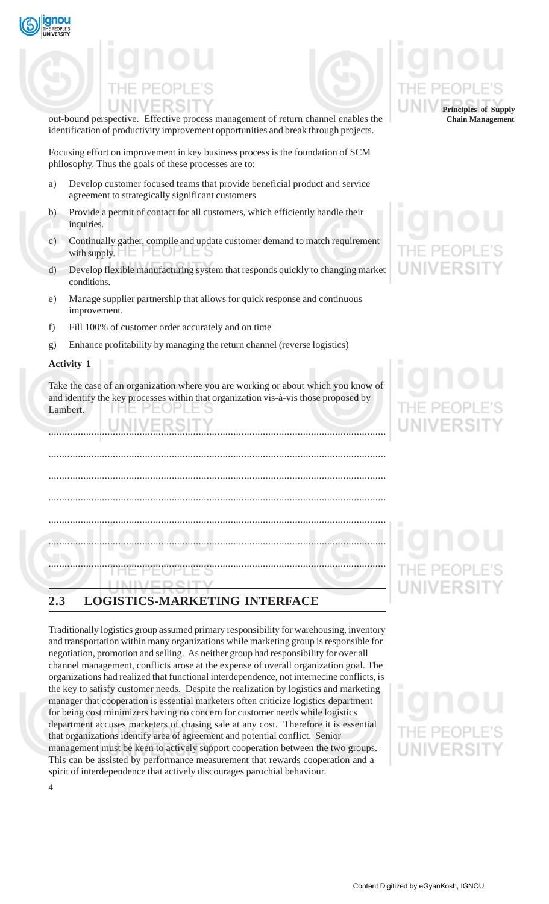out-bound perspective. Effective process management of return channel enables the identification of productivity improvement opportunities and break through projects.

Focusing effort on improvement in key business process is the foundation of SCM philosophy. Thus the goals of these processes are to:

a) Develop customer focused teams that provide beneficial product and service agreement to strategically significant customers

b) Provide a permit of contact for all customers, which efficiently handle their inquiries.

c) Continually gather, compile and update customer demand to match requirement with supply.

d) Develop flexible manufacturing system that responds quickly to changing market conditions.

e) Manage supplier partnership that allows for quick response and continuous improvement.

f) Fill 100% of customer order accurately and on time

g) Enhance profitability by managing the return channel (reverse logistics)

**Activity 1**

Take the case of an organization where you are working or about which you know of and identify the key processes within that organization vis-à-vis those proposed by Lambert.

.............................................................................................................

.............................................................................................................

.............................................................................................................

.............................................................................................................

.............................................................................................................

.............................................................................................................

.............................................................................................................

## 2.3 LOGISTICS-MARKETING INTERFACE

Traditionally logistics group assumed primary responsibility for warehousing, inventory and transportation within many organizations while marketing group is responsible for negotiation, promotion and selling. As neither group had responsibility for over all channel management, conflicts arose at the expense of overall organization goal. The organizations had realized that functional interdependence, not internecine conflicts, is the key to satisfy customer needs. Despite the realization by logistics and marketing manager that cooperation is essential marketers often criticize logistics department for being cost minimizers having no concern for customer needs while logistics department accuses marketers of chasing sale at any cost. Therefore it is essential that organizations identify area of agreement and potential conflict. Senior management must be keen to actively support cooperation between the two groups. This can be assisted by performance measurement that rewards cooperation and a spirit of interdependence that actively discourages parochial behaviour.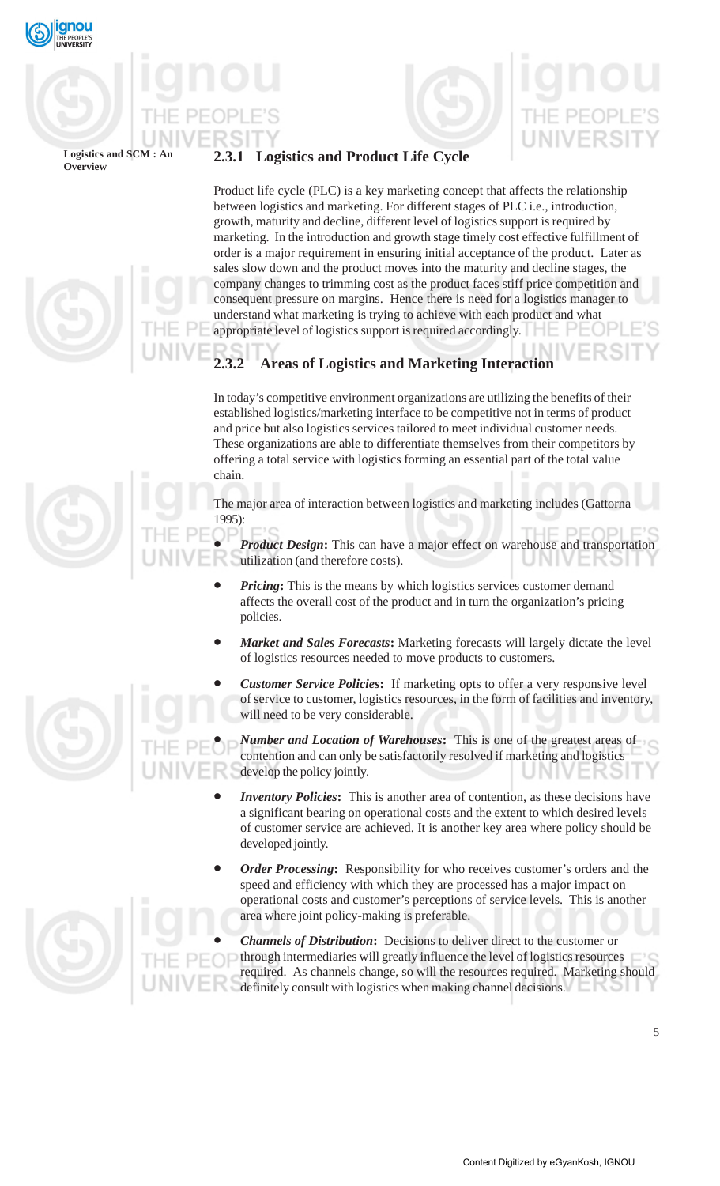### 2.3.1 Logistics and Product Life Cycle

Product life cycle (PLC) is a key marketing concept that affects the relationship between logistics and marketing. For different stages of PLC i.e., introduction, growth, maturity and decline, different level of logistics support is required by marketing. In the introduction and growth stage timely cost effective fulfillment of order is a major requirement in ensuring initial acceptance of the product. Later as sales slow down and the product moves into the maturity and decline stages, the company changes to trimming cost as the product faces stiff price competition and consequent pressure on margins. Hence there is need for a logistics manager to understand what marketing is trying to achieve with each product and what appropriate level of logistics support is required accordingly.

### 2.3.2 Areas of Logistics and Marketing Interaction

In today's competitive environment organizations are utilizing the benefits of their established logistics/marketing interface to be competitive not in terms of product and price but also logistics services tailored to meet individual customer needs. These organizations are able to differentiate themselves from their competitors by offering a total service with logistics forming an essential part of the total value chain.

The major area of interaction between logistics and marketing includes (Gattorna 1995):

- ***Product Design*:** This can have a major effect on warehouse and transportation utilization (and therefore costs).
- ***Pricing*:** This is the means by which logistics services customer demand affects the overall cost of the product and in turn the organization's pricing policies.
- ***Market and Sales Forecasts*:** Marketing forecasts will largely dictate the level of logistics resources needed to move products to customers.
- ***Customer Service Policies*:** If marketing opts to offer a very responsive level of service to customer, logistics resources, in the form of facilities and inventory, will need to be very considerable.
- ***Number and Location of Warehouses*:** This is one of the greatest areas of contention and can only be satisfactorily resolved if marketing and logistics develop the policy jointly.
- ***Inventory Policies*:** This is another area of contention, as these decisions have a significant bearing on operational costs and the extent to which desired levels of customer service are achieved. It is another key area where policy should be developed jointly.
- ***Order Processing*:** Responsibility for who receives customer's orders and the speed and efficiency with which they are processed has a major impact on operational costs and customer's perceptions of service levels. This is another area where joint policy-making is preferable.
- ***Channels of Distribution*:** Decisions to deliver direct to the customer or through intermediaries will greatly influence the level of logistics resources required. As channels change, so will the resources required. Marketing should definitely consult with logistics when making channel decisions.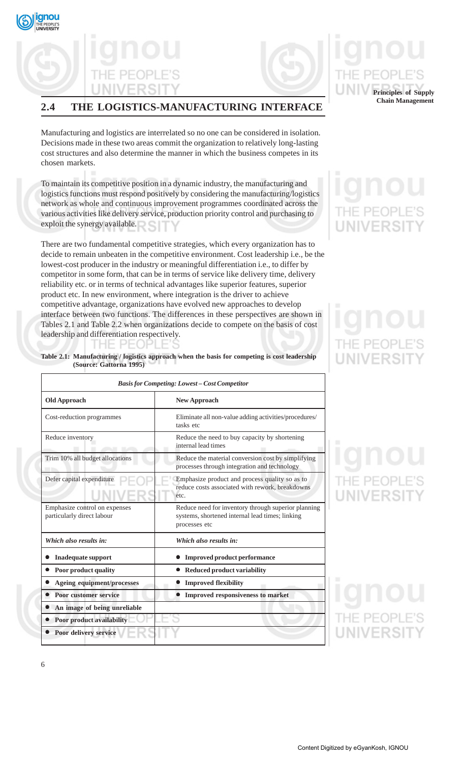## 2.4 THE LOGISTICS-MANUFACTURING INTERFACE

Manufacturing and logistics are interrelated so no one can be considered in isolation. Decisions made in these two areas commit the organization to relatively long-lasting cost structures and also determine the manner in which the business competes in its chosen markets.

To maintain its competitive position in a dynamic industry, the manufacturing and logistics functions must respond positively by considering the manufacturing/logistics network as whole and continuous improvement programmes coordinated across the various activities like delivery service, production priority control and purchasing to exploit the synergy available.

There are two fundamental competitive strategies, which every organization has to decide to remain unbeaten in the competitive environment. Cost leadership i.e., be the lowest-cost producer in the industry or meaningful differentiation i.e., to differ by competitor in some form, that can be in terms of service like delivery time, delivery reliability etc. or in terms of technical advantages like superior features, superior product etc. In new environment, where integration is the driver to achieve competitive advantage, organizations have evolved new approaches to develop interface between two functions. The differences in these perspectives are shown in Tables 2.1 and Table 2.2 when organizations decide to compete on the basis of cost leadership and differentiation respectively.

**Table 2.1: Manufacturing / logistics approach when the basis for competing is cost leadership (Source: Gattorna 1995)**

| *Basis for Competing: Lowest – Cost Competitor* | |
|---|---|
| **Old Approach** | **New Approach** |
| Cost-reduction programmes | Eliminate all non-value adding activities/procedures/ tasks etc |
| Reduce inventory | Reduce the need to buy capacity by shortening internal lead times |
| Trim 10% all budget allocations | Reduce the material conversion cost by simplifying processes through integration and technology |
| Defer capital expenditure | Emphasize product and process quality so as to reduce costs associated with rework, breakdowns etc. |
| Emphasize control on expenses particularly direct labour | Reduce need for inventory through superior planning systems, shortened internal lead times; linking processes etc |
| *Which also results in:* | *Which also results in:* |
| • **Inadequate support** | • **Improved product performance** |
| • **Poor product quality** | • **Reduced product variability** |
| • **Ageing equipment/processes** | • **Improved flexibility** |
| • **Poor customer service** | • **Improved responsiveness to market** |
| • **An image of being unreliable** | |
| • **Poor product availability** | |
| • **Poor delivery service** | |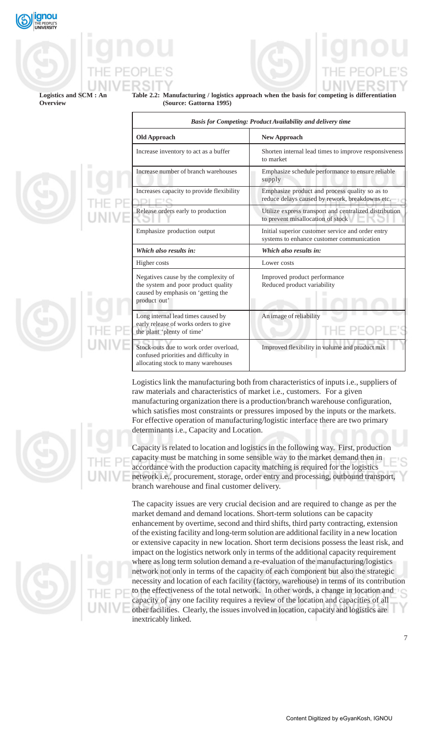**Table 2.2: Manufacturing / logistics approach when the basis for competing is differentiation (Source: Gattorna 1995)**

| *Basis for Competing: Product Availability and delivery time* | |
|---|---|
| **Old Approach** | **New Approach** |
| Increase inventory to act as a buffer | Shorten internal lead times to improve responsiveness to market |
| Increase number of branch warehouses | Emphasize schedule performance to ensure reliable supply |
| Increases capacity to provide flexibility | Emphasize product and process quality so as to reduce delays caused by rework, breakdowns etc. |
| Release orders early to production | Utilize express transport and centralized distribution to prevent misallocation of stock |
| Emphasize production output | Initial superior customer service and order entry systems to enhance customer communication |
| ***Which also results in:*** | ***Which also results in:*** |
| Higher costs | Lower costs |
| Negatives cause by the complexity of the system and poor product quality caused by emphasis on 'getting the product out' | Improved product performance<br>Reduced product variability |
| Long internal lead times caused by early release of works orders to give the plant 'plenty of time' | An image of reliability |
| Stock-outs due to work order overload, confused priorities and difficulty in allocating stock to many warehouses | Improved flexibility in volume and product mix |

Logistics link the manufacturing both from characteristics of inputs i.e., suppliers of raw materials and characteristics of market i.e., customers. For a given manufacturing organization there is a production/branch warehouse configuration, which satisfies most constraints or pressures imposed by the inputs or the markets. For effective operation of manufacturing/logistic interface there are two primary determinants i.e., Capacity and Location.

Capacity is related to location and logistics in the following way. First, production capacity must be matching in some sensible way to the market demand then in accordance with the production capacity matching is required for the logistics network i.e., procurement, storage, order entry and processing, outbound transport, branch warehouse and final customer delivery.

The capacity issues are very crucial decision and are required to change as per the market demand and demand locations. Short-term solutions can be capacity enhancement by overtime, second and third shifts, third party contracting, extension of the existing facility and long-term solution are additional facility in a new location or extensive capacity in new location. Short term decisions possess the least risk, and impact on the logistics network only in terms of the additional capacity requirement where as long term solution demand a re-evaluation of the manufacturing/logistics network not only in terms of the capacity of each component but also the strategic necessity and location of each facility (factory, warehouse) in terms of its contribution to the effectiveness of the total network. In other words, a change in location and capacity of any one facility requires a review of the location and capacities of all other facilities. Clearly, the issues involved in location, capacity and logistics are inextricably linked.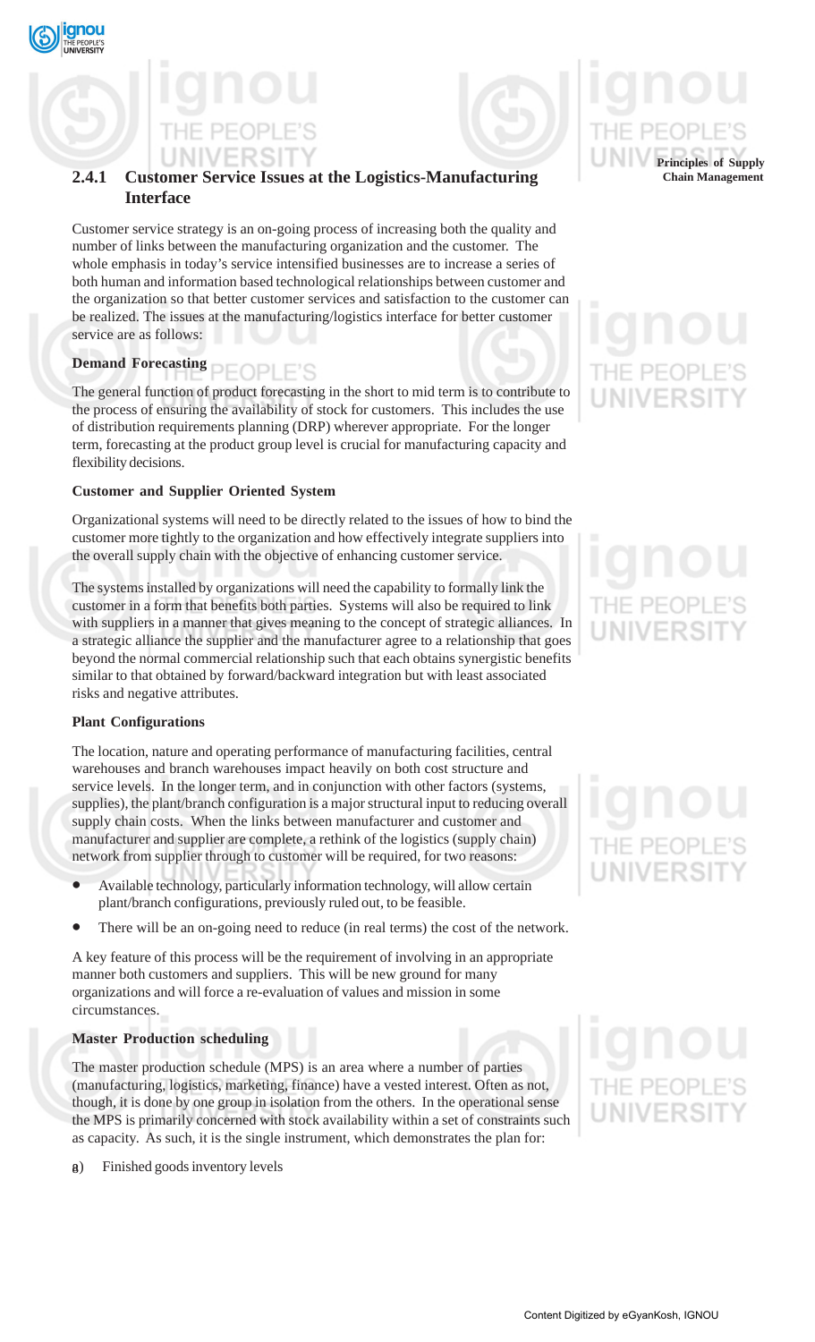### 2.4.1 Customer Service Issues at the Logistics-Manufacturing Interface

Customer service strategy is an on-going process of increasing both the quality and number of links between the manufacturing organization and the customer. The whole emphasis in today's service intensified businesses are to increase a series of both human and information based technological relationships between customer and the organization so that better customer services and satisfaction to the customer can be realized. The issues at the manufacturing/logistics interface for better customer service are as follows:

**Demand Forecasting**

The general function of product forecasting in the short to mid term is to contribute to the process of ensuring the availability of stock for customers. This includes the use of distribution requirements planning (DRP) wherever appropriate. For the longer term, forecasting at the product group level is crucial for manufacturing capacity and flexibility decisions.

**Customer and Supplier Oriented System**

Organizational systems will need to be directly related to the issues of how to bind the customer more tightly to the organization and how effectively integrate suppliers into the overall supply chain with the objective of enhancing customer service.

The systems installed by organizations will need the capability to formally link the customer in a form that benefits both parties. Systems will also be required to link with suppliers in a manner that gives meaning to the concept of strategic alliances. In a strategic alliance the supplier and the manufacturer agree to a relationship that goes beyond the normal commercial relationship such that each obtains synergistic benefits similar to that obtained by forward/backward integration but with least associated risks and negative attributes.

**Plant Configurations**

The location, nature and operating performance of manufacturing facilities, central warehouses and branch warehouses impact heavily on both cost structure and service levels. In the longer term, and in conjunction with other factors (systems, supplies), the plant/branch configuration is a major structural input to reducing overall supply chain costs. When the links between manufacturer and customer and manufacturer and supplier are complete, a rethink of the logistics (supply chain) network from supplier through to customer will be required, for two reasons:

- Available technology, particularly information technology, will allow certain plant/branch configurations, previously ruled out, to be feasible.
- There will be an on-going need to reduce (in real terms) the cost of the network.

A key feature of this process will be the requirement of involving in an appropriate manner both customers and suppliers. This will be new ground for many organizations and will force a re-evaluation of values and mission in some circumstances.

**Master Production scheduling**

The master production schedule (MPS) is an area where a number of parties (manufacturing, logistics, marketing, finance) have a vested interest. Often as not, though, it is done by one group in isolation from the others. In the operational sense the MPS is primarily concerned with stock availability within a set of constraints such as capacity. As such, it is the single instrument, which demonstrates the plan for:

a) Finished goods inventory levels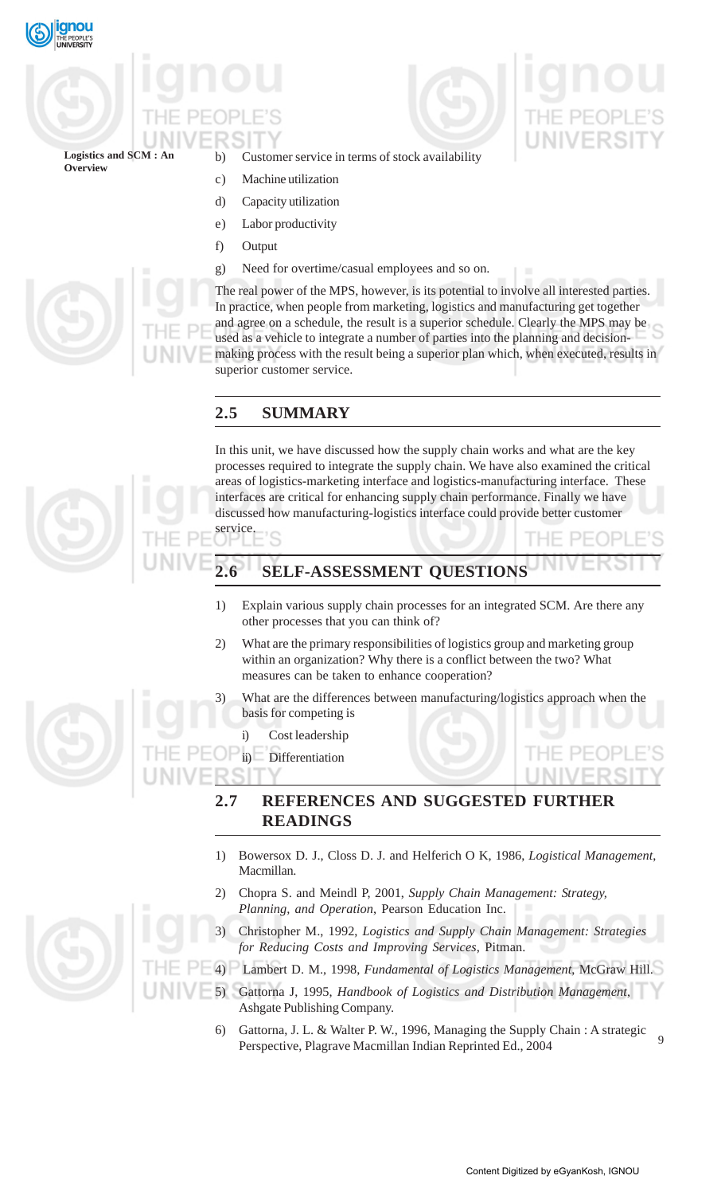b) Customer service in terms of stock availability

c) Machine utilization

d) Capacity utilization

e) Labor productivity

f) Output

g) Need for overtime/casual employees and so on.

The real power of the MPS, however, is its potential to involve all interested parties. In practice, when people from marketing, logistics and manufacturing get together and agree on a schedule, the result is a superior schedule. Clearly the MPS may be used as a vehicle to integrate a number of parties into the planning and decision-making process with the result being a superior plan which, when executed, results in superior customer service.

## 2.5 SUMMARY

In this unit, we have discussed how the supply chain works and what are the key processes required to integrate the supply chain. We have also examined the critical areas of logistics-marketing interface and logistics-manufacturing interface. These interfaces are critical for enhancing supply chain performance. Finally we have discussed how manufacturing-logistics interface could provide better customer service.

## 2.6 SELF-ASSESSMENT QUESTIONS

1) Explain various supply chain processes for an integrated SCM. Are there any other processes that you can think of?

2) What are the primary responsibilities of logistics group and marketing group within an organization? Why there is a conflict between the two? What measures can be taken to enhance cooperation?

3) What are the differences between manufacturing/logistics approach when the basis for competing is

   i) Cost leadership

   ii) Differentiation

## 2.7 REFERENCES AND SUGGESTED FURTHER READINGS

1) Bowersox D. J., Closs D. J. and Helferich O K, 1986, *Logistical Management*, Macmillan.

2) Chopra S. and Meindl P, 2001, *Supply Chain Management: Strategy, Planning, and Operation*, Pearson Education Inc.

3) Christopher M., 1992, *Logistics and Supply Chain Management: Strategies for Reducing Costs and Improving Services*, Pitman.

4) Lambert D. M., 1998, *Fundamental of Logistics Management*, McGraw Hill.

5) Gattorna J, 1995, *Handbook of Logistics and Distribution Management*, Ashgate Publishing Company.

6) Gattorna, J. L. & Walter P. W., 1996, Managing the Supply Chain : A strategic Perspective, Plagrave Macmillan Indian Reprinted Ed., 2004